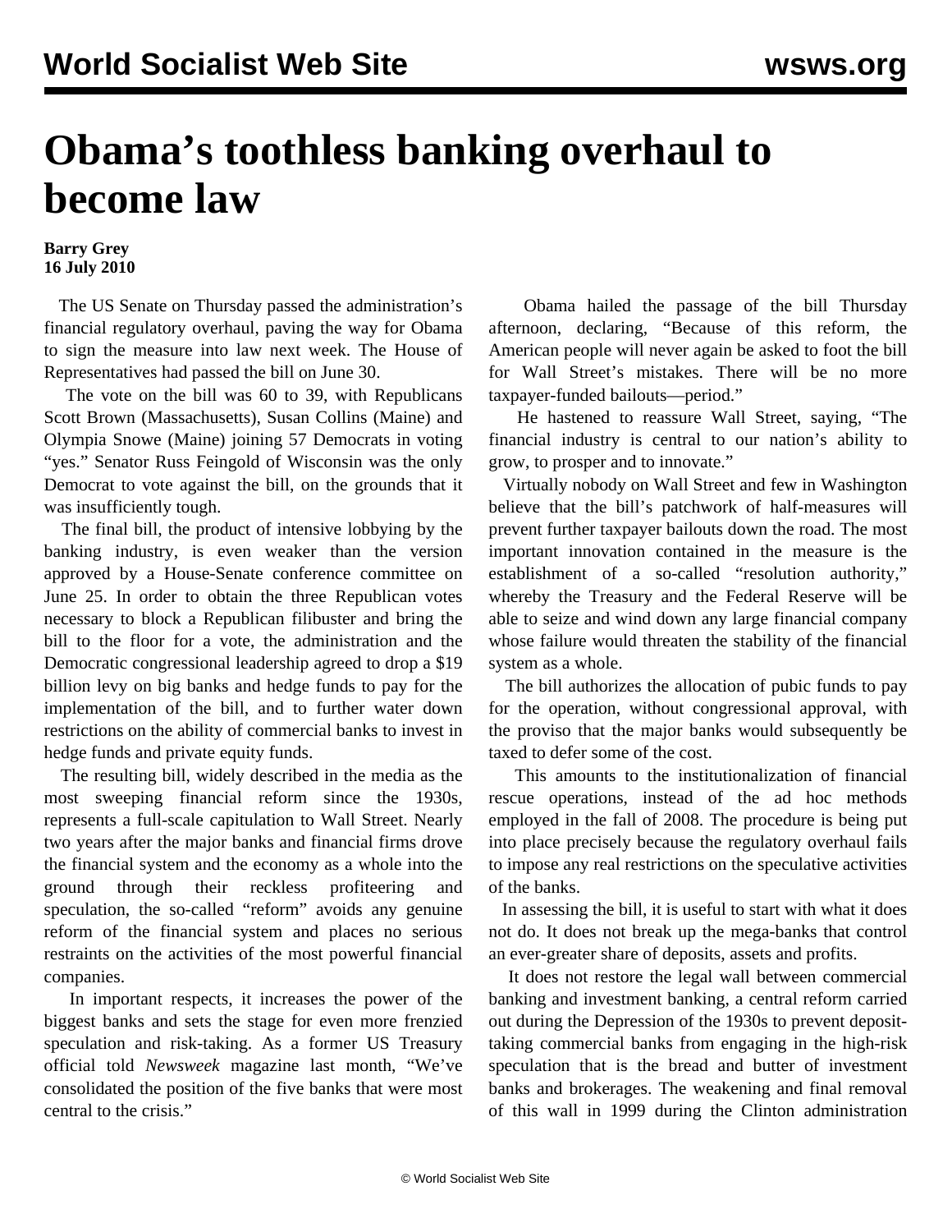# Obama's toothless banking overhaul to become law

**Barry Grey**
**16 July 2010**

The US Senate on Thursday passed the administration's financial regulatory overhaul, paving the way for Obama to sign the measure into law next week. The House of Representatives had passed the bill on June 30.

The vote on the bill was 60 to 39, with Republicans Scott Brown (Massachusetts), Susan Collins (Maine) and Olympia Snowe (Maine) joining 57 Democrats in voting "yes." Senator Russ Feingold of Wisconsin was the only Democrat to vote against the bill, on the grounds that it was insufficiently tough.

The final bill, the product of intensive lobbying by the banking industry, is even weaker than the version approved by a House-Senate conference committee on June 25. In order to obtain the three Republican votes necessary to block a Republican filibuster and bring the bill to the floor for a vote, the administration and the Democratic congressional leadership agreed to drop a $19 billion levy on big banks and hedge funds to pay for the implementation of the bill, and to further water down restrictions on the ability of commercial banks to invest in hedge funds and private equity funds.

The resulting bill, widely described in the media as the most sweeping financial reform since the 1930s, represents a full-scale capitulation to Wall Street. Nearly two years after the major banks and financial firms drove the financial system and the economy as a whole into the ground through their reckless profiteering and speculation, the so-called "reform" avoids any genuine reform of the financial system and places no serious restraints on the activities of the most powerful financial companies.

In important respects, it increases the power of the biggest banks and sets the stage for even more frenzied speculation and risk-taking. As a former US Treasury official told *Newsweek* magazine last month, "We've consolidated the position of the five banks that were most central to the crisis."

Obama hailed the passage of the bill Thursday afternoon, declaring, "Because of this reform, the American people will never again be asked to foot the bill for Wall Street's mistakes. There will be no more taxpayer-funded bailouts—period."

He hastened to reassure Wall Street, saying, "The financial industry is central to our nation's ability to grow, to prosper and to innovate."

Virtually nobody on Wall Street and few in Washington believe that the bill's patchwork of half-measures will prevent further taxpayer bailouts down the road. The most important innovation contained in the measure is the establishment of a so-called "resolution authority," whereby the Treasury and the Federal Reserve will be able to seize and wind down any large financial company whose failure would threaten the stability of the financial system as a whole.

The bill authorizes the allocation of pubic funds to pay for the operation, without congressional approval, with the proviso that the major banks would subsequently be taxed to defer some of the cost.

This amounts to the institutionalization of financial rescue operations, instead of the ad hoc methods employed in the fall of 2008. The procedure is being put into place precisely because the regulatory overhaul fails to impose any real restrictions on the speculative activities of the banks.

In assessing the bill, it is useful to start with what it does not do. It does not break up the mega-banks that control an ever-greater share of deposits, assets and profits.

It does not restore the legal wall between commercial banking and investment banking, a central reform carried out during the Depression of the 1930s to prevent deposit-taking commercial banks from engaging in the high-risk speculation that is the bread and butter of investment banks and brokerages. The weakening and final removal of this wall in 1999 during the Clinton administration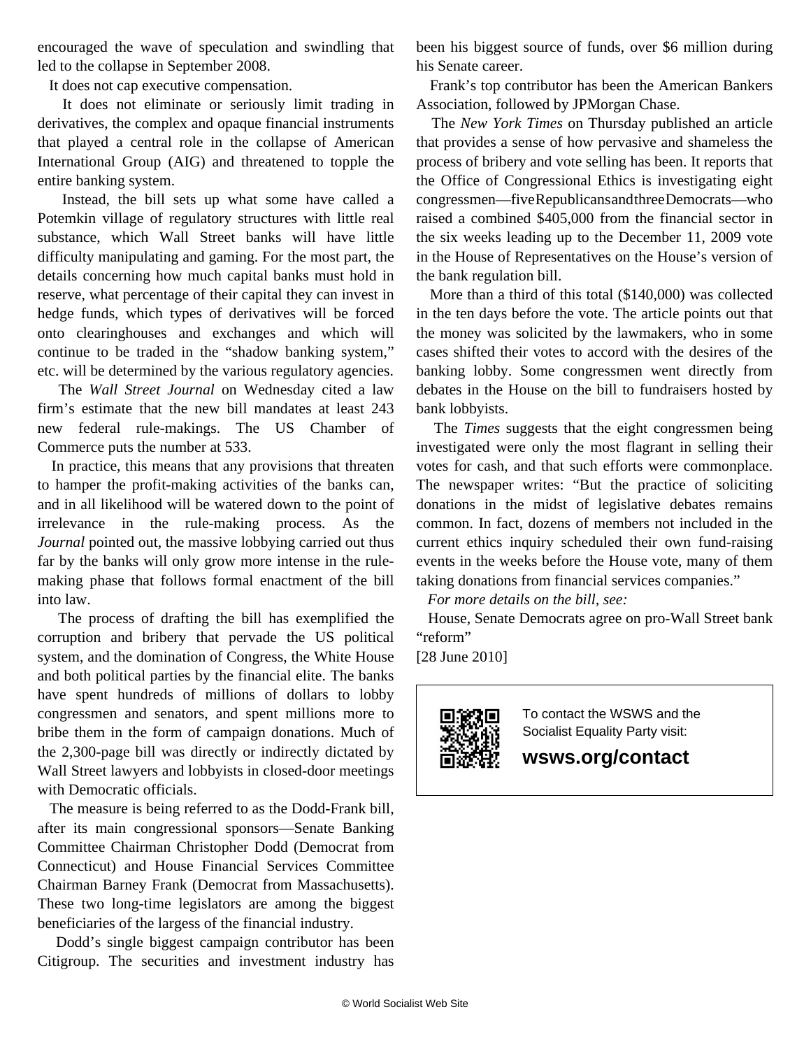encouraged the wave of speculation and swindling that led to the collapse in September 2008.

It does not cap executive compensation.

It does not eliminate or seriously limit trading in derivatives, the complex and opaque financial instruments that played a central role in the collapse of American International Group (AIG) and threatened to topple the entire banking system.

Instead, the bill sets up what some have called a Potemkin village of regulatory structures with little real substance, which Wall Street banks will have little difficulty manipulating and gaming. For the most part, the details concerning how much capital banks must hold in reserve, what percentage of their capital they can invest in hedge funds, which types of derivatives will be forced onto clearinghouses and exchanges and which will continue to be traded in the "shadow banking system," etc. will be determined by the various regulatory agencies.

The *Wall Street Journal* on Wednesday cited a law firm's estimate that the new bill mandates at least 243 new federal rule-makings. The US Chamber of Commerce puts the number at 533.

In practice, this means that any provisions that threaten to hamper the profit-making activities of the banks can, and in all likelihood will be watered down to the point of irrelevance in the rule-making process. As the *Journal* pointed out, the massive lobbying carried out thus far by the banks will only grow more intense in the rule-making phase that follows formal enactment of the bill into law.

The process of drafting the bill has exemplified the corruption and bribery that pervade the US political system, and the domination of Congress, the White House and both political parties by the financial elite. The banks have spent hundreds of millions of dollars to lobby congressmen and senators, and spent millions more to bribe them in the form of campaign donations. Much of the 2,300-page bill was directly or indirectly dictated by Wall Street lawyers and lobbyists in closed-door meetings with Democratic officials.

The measure is being referred to as the Dodd-Frank bill, after its main congressional sponsors—Senate Banking Committee Chairman Christopher Dodd (Democrat from Connecticut) and House Financial Services Committee Chairman Barney Frank (Democrat from Massachusetts). These two long-time legislators are among the biggest beneficiaries of the largess of the financial industry.

Dodd's single biggest campaign contributor has been Citigroup. The securities and investment industry has been his biggest source of funds, over $6 million during his Senate career.

Frank's top contributor has been the American Bankers Association, followed by JPMorgan Chase.

The *New York Times* on Thursday published an article that provides a sense of how pervasive and shameless the process of bribery and vote selling has been. It reports that the Office of Congressional Ethics is investigating eight congressmen—five Republicans and three Democrats—who raised a combined $405,000 from the financial sector in the six weeks leading up to the December 11, 2009 vote in the House of Representatives on the House's version of the bank regulation bill.

More than a third of this total ($140,000) was collected in the ten days before the vote. The article points out that the money was solicited by the lawmakers, who in some cases shifted their votes to accord with the desires of the banking lobby. Some congressmen went directly from debates in the House on the bill to fundraisers hosted by bank lobbyists.

The *Times* suggests that the eight congressmen being investigated were only the most flagrant in selling their votes for cash, and that such efforts were commonplace. The newspaper writes: "But the practice of soliciting donations in the midst of legislative debates remains common. In fact, dozens of members not included in the current ethics inquiry scheduled their own fund-raising events in the weeks before the House vote, many of them taking donations from financial services companies."

*For more details on the bill, see:*

House, Senate Democrats agree on pro-Wall Street bank "reform"

[28 June 2010]

To contact the WSWS and the Socialist Equality Party visit:

**wsws.org/contact**